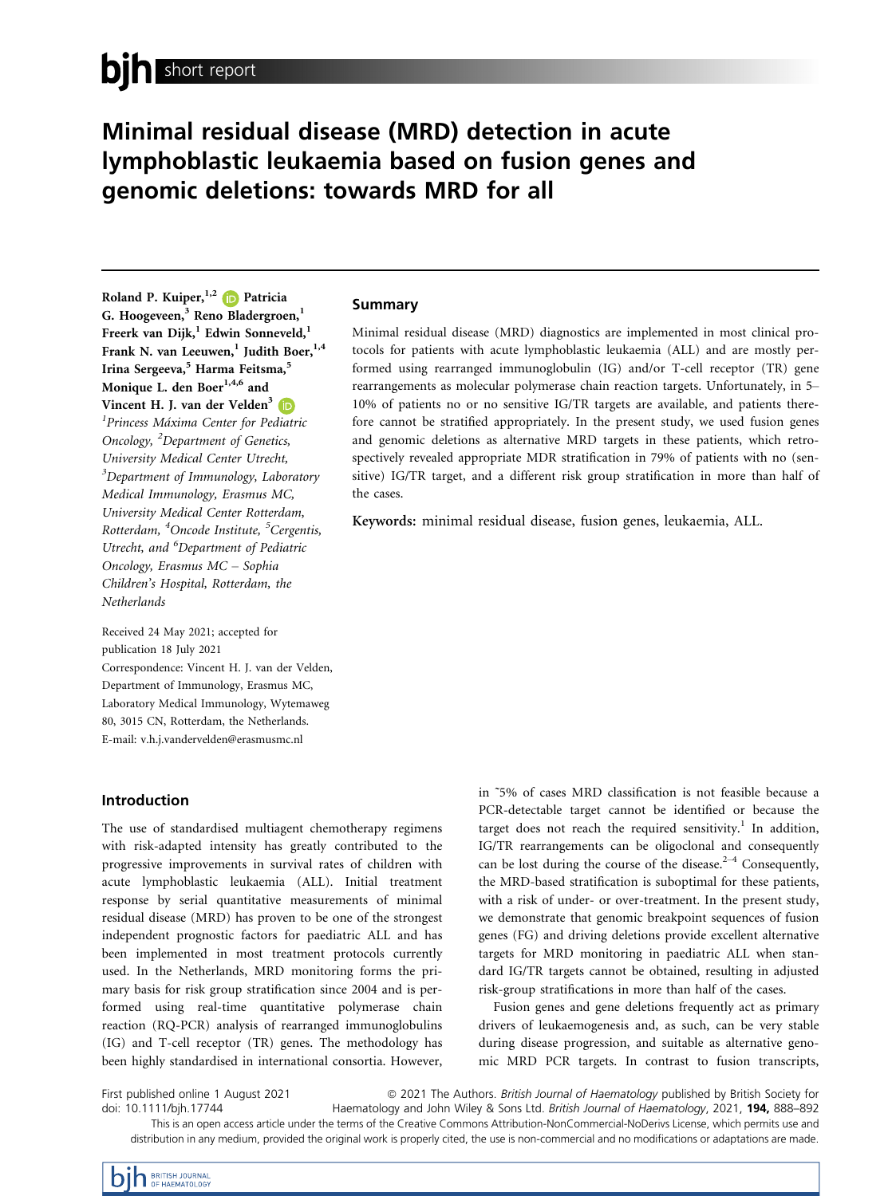short report

# Minimal residual disease (MRD) detection in acute lymphoblastic leukaemia based on fusion genes and genomic deletions: towards MRD for all

Roland P. Kuiper,[1,2] Patricia G. Hoogeveen,[3] Reno Bladergroen,[1] Freerk van Dijk,[1] Edwin Sonneveld,[1] Frank N. van Leeuwen,[1] Judith Boer,[1,4] Irina Sergeeva,[5] Harma Feitsma,[5] Monique L. den Boer[1,4,6] and Vincent H. J. van der Velden[3]

[1]*Princess Máxima Center for Pediatric Oncology,* [2]*Department of Genetics, University Medical Center Utrecht,* [3]*Department of Immunology, Laboratory Medical Immunology, Erasmus MC, University Medical Center Rotterdam, Rotterdam,* [4]*Oncode Institute,* [5]*Cergentis, Utrecht, and* [6]*Department of Pediatric Oncology, Erasmus MC – Sophia Children's Hospital, Rotterdam, the Netherlands*

Received 24 May 2021; accepted for publication 18 July 2021

Correspondence: Vincent H. J. van der Velden, Department of Immunology, Erasmus MC, Laboratory Medical Immunology, Wytemaweg 80, 3015 CN, Rotterdam, the Netherlands.
E-mail: v.h.j.vandervelden@erasmusmc.nl

## Summary

Minimal residual disease (MRD) diagnostics are implemented in most clinical protocols for patients with acute lymphoblastic leukaemia (ALL) and are mostly performed using rearranged immunoglobulin (IG) and/or T-cell receptor (TR) gene rearrangements as molecular polymerase chain reaction targets. Unfortunately, in 5–10% of patients no or no sensitive IG/TR targets are available, and patients therefore cannot be stratified appropriately. In the present study, we used fusion genes and genomic deletions as alternative MRD targets in these patients, which retrospectively revealed appropriate MDR stratification in 79% of patients with no (sensitive) IG/TR target, and a different risk group stratification in more than half of the cases.

**Keywords:** minimal residual disease, fusion genes, leukaemia, ALL.

## Introduction

The use of standardised multiagent chemotherapy regimens with risk-adapted intensity has greatly contributed to the progressive improvements in survival rates of children with acute lymphoblastic leukaemia (ALL). Initial treatment response by serial quantitative measurements of minimal residual disease (MRD) has proven to be one of the strongest independent prognostic factors for paediatric ALL and has been implemented in most treatment protocols currently used. In the Netherlands, MRD monitoring forms the primary basis for risk group stratification since 2004 and is performed using real-time quantitative polymerase chain reaction (RQ-PCR) analysis of rearranged immunoglobulins (IG) and T-cell receptor (TR) genes. The methodology has been highly standardised in international consortia. However, in ˜5% of cases MRD classification is not feasible because a PCR-detectable target cannot be identified or because the target does not reach the required sensitivity.[1] In addition, IG/TR rearrangements can be oligoclonal and consequently can be lost during the course of the disease.[2–4] Consequently, the MRD-based stratification is suboptimal for these patients, with a risk of under- or over-treatment. In the present study, we demonstrate that genomic breakpoint sequences of fusion genes (FG) and driving deletions provide excellent alternative targets for MRD monitoring in paediatric ALL when standard IG/TR targets cannot be obtained, resulting in adjusted risk-group stratifications in more than half of the cases.

Fusion genes and gene deletions frequently act as primary drivers of leukaemogenesis and, as such, can be very stable during disease progression, and suitable as alternative genomic MRD PCR targets. In contrast to fusion transcripts,

First published online 1 August 2021
doi: 10.1111/bjh.17744

© 2021 The Authors. *British Journal of Haematology* published by British Society for Haematology and John Wiley & Sons Ltd.
This is an open access article under the terms of the Creative Commons Attribution-NonCommercial-NoDerivs License, which permits use and distribution in any medium, provided the original work is properly cited, the use is non-commercial and no modifications or adaptations are made.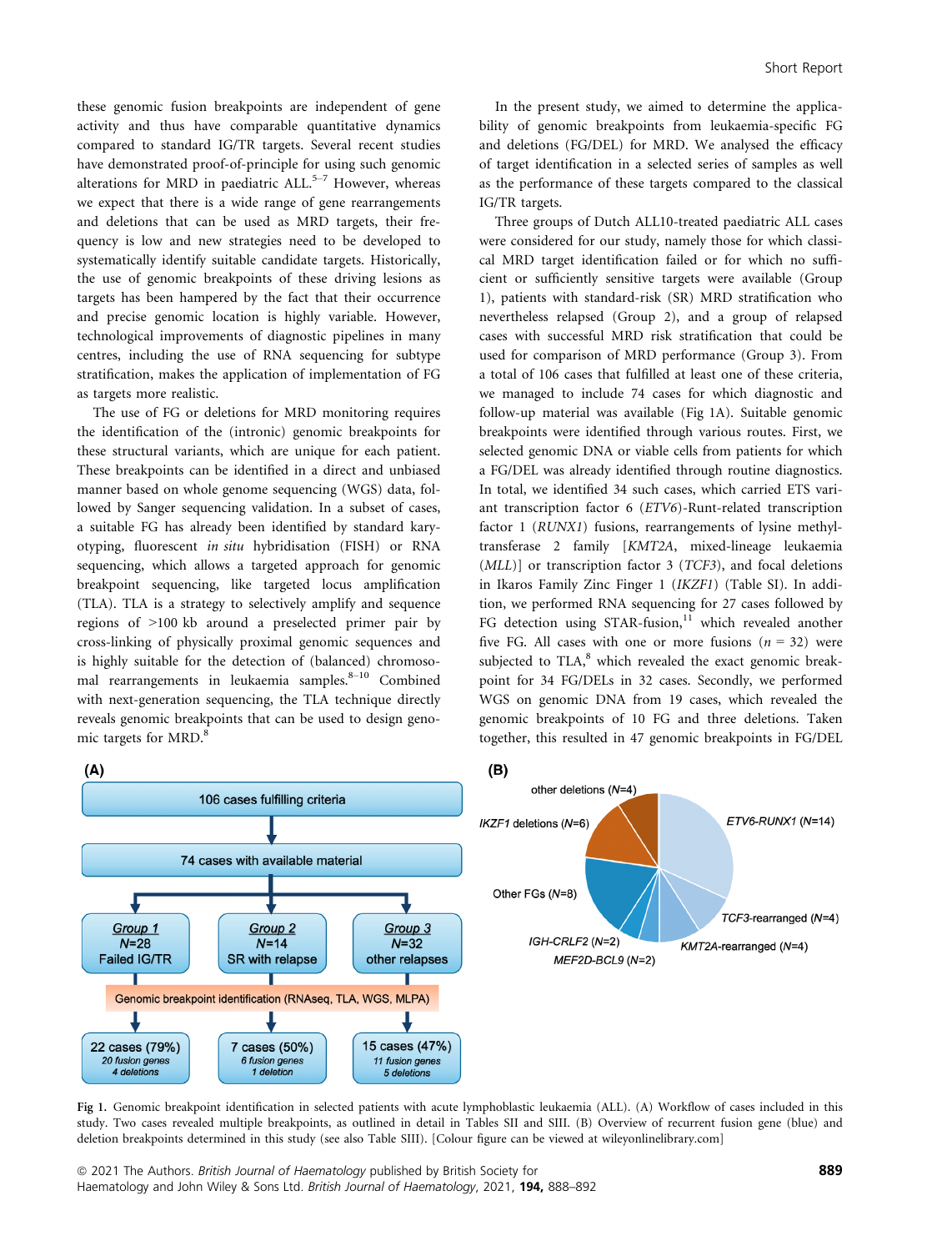these genomic fusion breakpoints are independent of gene activity and thus have comparable quantitative dynamics compared to standard IG/TR targets. Several recent studies have demonstrated proof-of-principle for using such genomic alterations for MRD in paediatric ALL.[5–7] However, whereas we expect that there is a wide range of gene rearrangements and deletions that can be used as MRD targets, their frequency is low and new strategies need to be developed to systematically identify suitable candidate targets. Historically, the use of genomic breakpoints of these driving lesions as targets has been hampered by the fact that their occurrence and precise genomic location is highly variable. However, technological improvements of diagnostic pipelines in many centres, including the use of RNA sequencing for subtype stratification, makes the application of implementation of FG as targets more realistic.

The use of FG or deletions for MRD monitoring requires the identification of the (intronic) genomic breakpoints for these structural variants, which are unique for each patient. These breakpoints can be identified in a direct and unbiased manner based on whole genome sequencing (WGS) data, followed by Sanger sequencing validation. In a subset of cases, a suitable FG has already been identified by standard karyotyping, fluorescent *in situ* hybridisation (FISH) or RNA sequencing, which allows a targeted approach for genomic breakpoint sequencing, like targeted locus amplification (TLA). TLA is a strategy to selectively amplify and sequence regions of >100 kb around a preselected primer pair by cross-linking of physically proximal genomic sequences and is highly suitable for the detection of (balanced) chromosomal rearrangements in leukaemia samples.[8–10] Combined with next-generation sequencing, the TLA technique directly reveals genomic breakpoints that can be used to design genomic targets for MRD.[8]

In the present study, we aimed to determine the applicability of genomic breakpoints from leukaemia-specific FG and deletions (FG/DEL) for MRD. We analysed the efficacy of target identification in a selected series of samples as well as the performance of these targets compared to the classical IG/TR targets.

Three groups of Dutch ALL10-treated paediatric ALL cases were considered for our study, namely those for which classical MRD target identification failed or for which no sufficient or sufficiently sensitive targets were available (Group 1), patients with standard-risk (SR) MRD stratification who nevertheless relapsed (Group 2), and a group of relapsed cases with successful MRD risk stratification that could be used for comparison of MRD performance (Group 3). From a total of 106 cases that fulfilled at least one of these criteria, we managed to include 74 cases for which diagnostic and follow-up material was available (Fig 1A). Suitable genomic breakpoints were identified through various routes. First, we selected genomic DNA or viable cells from patients for which a FG/DEL was already identified through routine diagnostics. In total, we identified 34 such cases, which carried ETS variant transcription factor 6 (*ETV6*)-Runt-related transcription factor 1 (*RUNX1*) fusions, rearrangements of lysine methyltransferase 2 family [*KMT2A*, mixed-lineage leukaemia (*MLL*)] or transcription factor 3 (*TCF3*), and focal deletions in Ikaros Family Zinc Finger 1 (*IKZF1*) (Table SI). In addition, we performed RNA sequencing for 27 cases followed by FG detection using STAR-fusion,[11] which revealed another five FG. All cases with one or more fusions ($n$ = 32) were subjected to TLA,[8] which revealed the exact genomic breakpoint for 34 FG/DELs in 32 cases. Secondly, we performed WGS on genomic DNA from 19 cases, which revealed the genomic breakpoints of 10 FG and three deletions. Taken together, this resulted in 47 genomic breakpoints in FG/DEL

Fig 1. Genomic breakpoint identification in selected patients with acute lymphoblastic leukaemia (ALL). (A) Workflow of cases included in this study. Two cases revealed multiple breakpoints, as outlined in detail in Tables SII and SIII. (B) Overview of recurrent fusion gene (blue) and deletion breakpoints determined in this study (see also Table SIII). [Colour figure can be viewed at wileyonlinelibrary.com]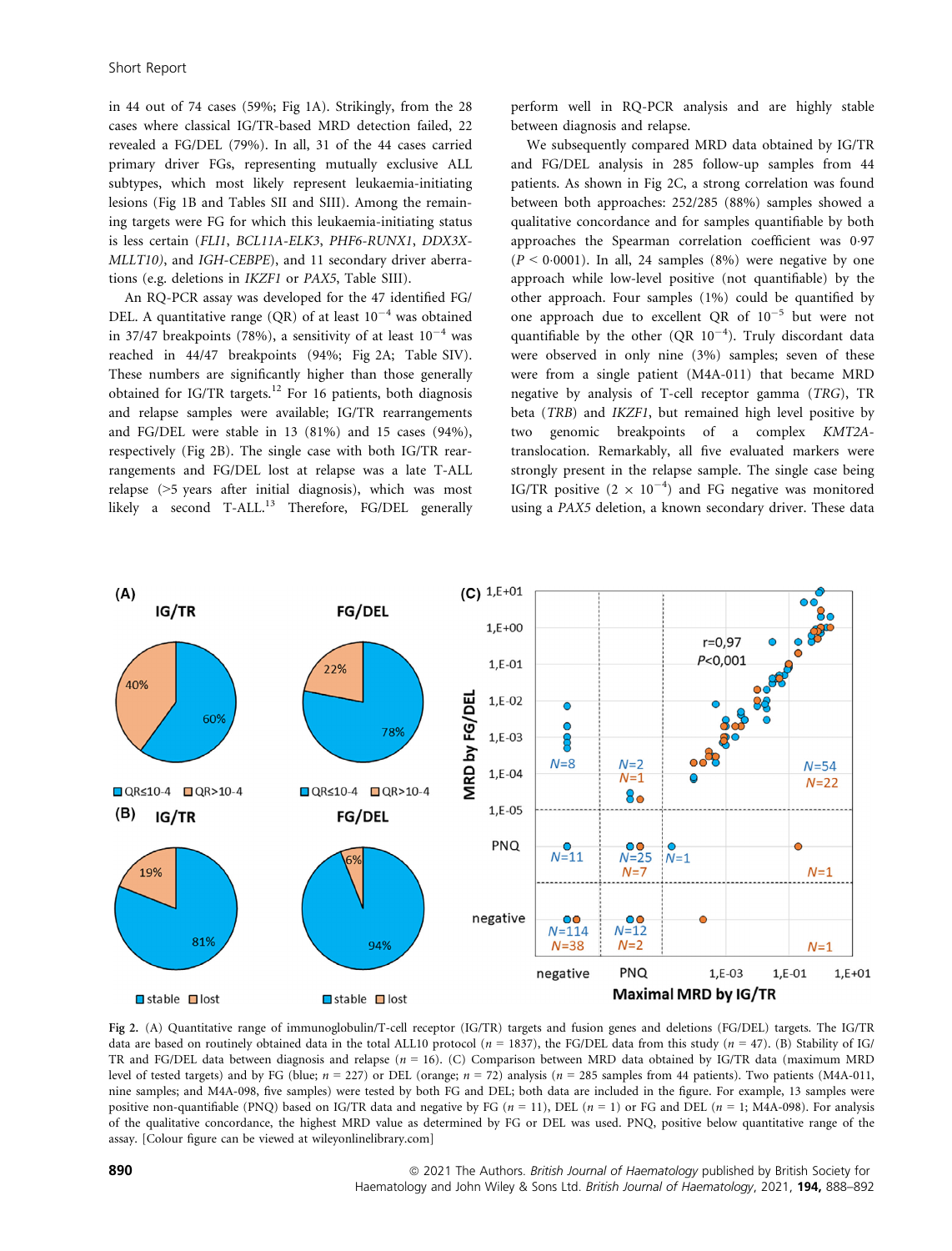in 44 out of 74 cases (59%; Fig 1A). Strikingly, from the 28 cases where classical IG/TR-based MRD detection failed, 22 revealed a FG/DEL (79%). In all, 31 of the 44 cases carried primary driver FGs, representing mutually exclusive ALL subtypes, which most likely represent leukaemia-initiating lesions (Fig 1B and Tables SII and SIII). Among the remaining targets were FG for which this leukaemia-initiating status is less certain (*FLI1*, *BCL11A-ELK3*, *PHF6-RUNX1*, *DDX3X-MLLT10)*, and *IGH-CEBPE*), and 11 secondary driver aberrations (e.g. deletions in *IKZF1* or *PAX5*, Table SIII).

An RQ-PCR assay was developed for the 47 identified FG/DEL. A quantitative range (QR) of at least $10^{-4}$ was obtained in 37/47 breakpoints (78%), a sensitivity of at least $10^{-4}$ was reached in 44/47 breakpoints (94%; Fig 2A; Table SIV). These numbers are significantly higher than those generally obtained for IG/TR targets.[12] For 16 patients, both diagnosis and relapse samples were available; IG/TR rearrangements and FG/DEL were stable in 13 (81%) and 15 cases (94%), respectively (Fig 2B). The single case with both IG/TR rearrangements and FG/DEL lost at relapse was a late T-ALL relapse (>5 years after initial diagnosis), which was most likely a second T-ALL.[13] Therefore, FG/DEL generally perform well in RQ-PCR analysis and are highly stable between diagnosis and relapse.

We subsequently compared MRD data obtained by IG/TR and FG/DEL analysis in 285 follow-up samples from 44 patients. As shown in Fig 2C, a strong correlation was found between both approaches: 252/285 (88%) samples showed a qualitative concordance and for samples quantifiable by both approaches the Spearman correlation coefficient was 0·97 ($P < 0·0001$). In all, 24 samples (8%) were negative by one approach while low-level positive (not quantifiable) by the other approach. Four samples (1%) could be quantified by one approach due to excellent QR of $10^{-5}$ but were not quantifiable by the other (QR $10^{-4}$). Truly discordant data were observed in only nine (3%) samples; seven of these were from a single patient (M4A-011) that became MRD negative by analysis of T-cell receptor gamma (*TRG*), TR beta (*TRB*) and *IKZF1*, but remained high level positive by two genomic breakpoints of a complex *KMT2A*-translocation. Remarkably, all five evaluated markers were strongly present in the relapse sample. The single case being IG/TR positive ($2 \times 10^{-4}$) and FG negative was monitored using a *PAX5* deletion, a known secondary driver. These data

Fig 2. (A) Quantitative range of immunoglobulin/T-cell receptor (IG/TR) targets and fusion genes and deletions (FG/DEL) targets. The IG/TR data are based on routinely obtained data in the total ALL10 protocol ($n$ = 1837), the FG/DEL data from this study ($n$ = 47). (B) Stability of IG/TR and FG/DEL between diagnosis and relapse ($n$ = 16). (C) Comparison between MRD data obtained by IG/TR data (maximum MRD level of tested targets) and by FG (blue; $n$ = 227) or DEL (orange; $n$ = 72) analysis ($n$ = 285 samples from 44 patients). Two patients (M4A-011, nine samples; and M4A-098, five samples) were tested by both FG and DEL; both data are included in the figure. For example, 13 samples were positive non-quantifiable (PNQ) based on IG/TR data and negative by FG ($n$ = 11), DEL ($n$ = 1) or FG and DEL ($n$ = 1; M4A-098). For analysis of the qualitative concordance, the highest MRD value as determined by FG or DEL was used. PNQ, positive below quantitative range of the assay. [Colour figure can be viewed at wileyonlinelibrary.com]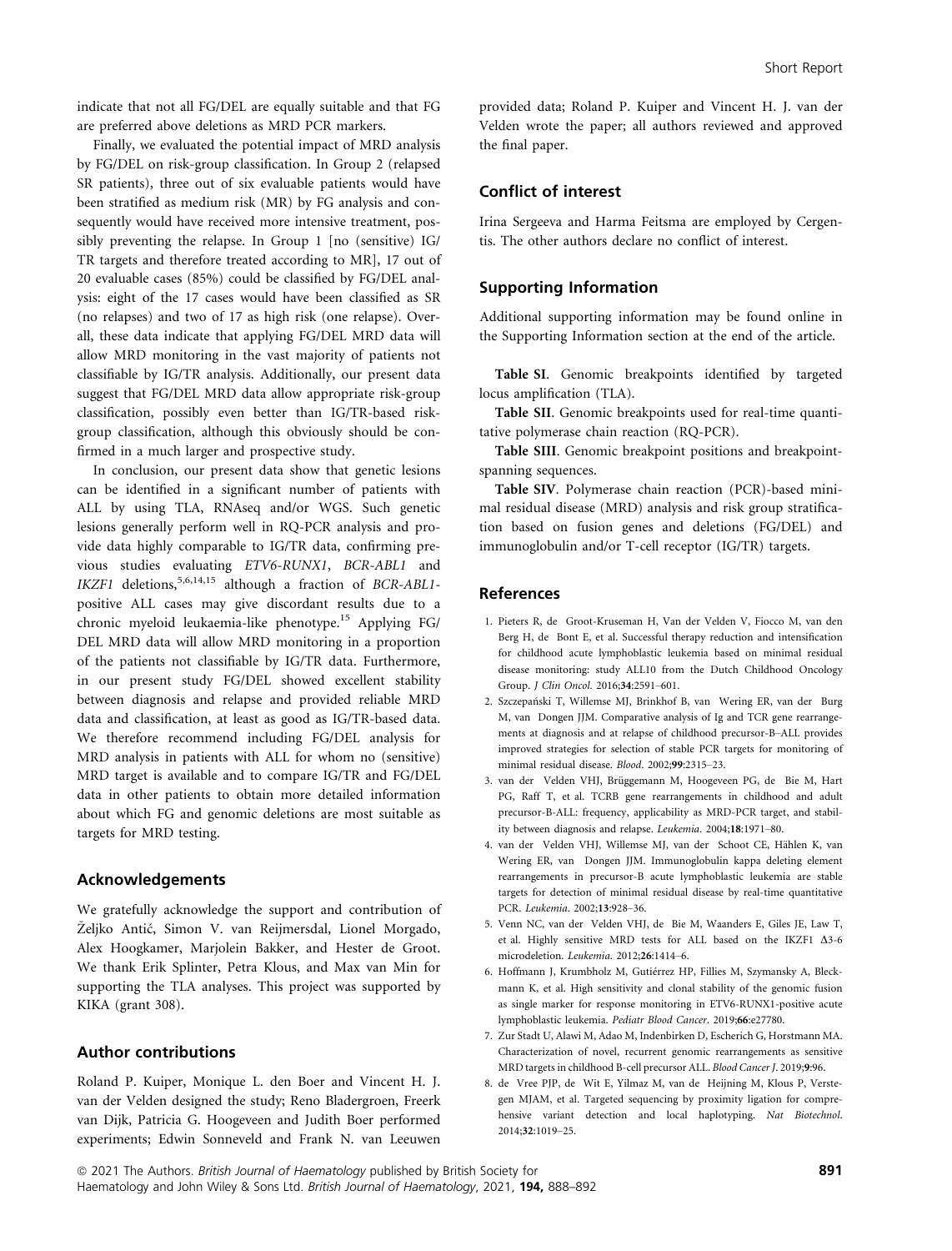indicate that not all FG/DEL are equally suitable and that FG are preferred above deletions as MRD PCR markers.

Finally, we evaluated the potential impact of MRD analysis by FG/DEL on risk-group classification. In Group 2 (relapsed SR patients), three out of six evaluable patients would have been stratified as medium risk (MR) by FG analysis and consequently would have received more intensive treatment, possibly preventing the relapse. In Group 1 [no (sensitive) IG/TR targets and therefore treated according to MR], 17 out of 20 evaluable cases (85%) could be classified by FG/DEL analysis: eight of the 17 cases would have been classified as SR (no relapses) and two of 17 as high risk (one relapse). Overall, these data indicate that applying FG/DEL MRD data will allow MRD monitoring in the vast majority of patients not classifiable by IG/TR analysis. Additionally, our present data suggest that FG/DEL MRD data allow appropriate risk-group classification, possibly even better than IG/TR-based risk-group classification, although this obviously should be confirmed in a much larger and prospective study.

In conclusion, our present data show that genetic lesions can be identified in a significant number of patients with ALL by using TLA, RNAseq and/or WGS. Such genetic lesions generally perform well in RQ-PCR analysis and provide data highly comparable to IG/TR data, confirming previous studies evaluating *ETV6-RUNX1*, *BCR-ABL1* and *IKZF1* deletions,[5,6,14,15] although a fraction of *BCR-ABL1*-positive ALL cases may give discordant results due to a chronic myeloid leukaemia-like phenotype.[15] Applying FG/DEL MRD data will allow MRD monitoring in a proportion of the patients not classifiable by IG/TR data. Furthermore, in our present study FG/DEL showed excellent stability between diagnosis and relapse and provided reliable MRD data and classification, at least as good as IG/TR-based data. We therefore recommend including FG/DEL analysis for MRD analysis in patients with ALL for whom no (sensitive) MRD target is available and to compare IG/TR and FG/DEL data in other patients to obtain more detailed information about which FG and genomic deletions are most suitable as targets for MRD testing.

## Acknowledgements

We gratefully acknowledge the support and contribution of Željko Antić, Simon V. van Reijmersdal, Lionel Morgado, Alex Hoogkamer, Marjolein Bakker, and Hester de Groot. We thank Erik Splinter, Petra Klous, and Max van Min for supporting the TLA analyses. This project was supported by KIKA (grant 308).

## Author contributions

Roland P. Kuiper, Monique L. den Boer and Vincent H. J. van der Velden designed the study; Reno Bladergroen, Freerk van Dijk, Patricia G. Hoogeveen and Judith Boer performed experiments; Edwin Sonneveld and Frank N. van Leeuwen provided data; Roland P. Kuiper and Vincent H. J. van der Velden wrote the paper; all authors reviewed and approved the final paper.

## Conflict of interest

Irina Sergeeva and Harma Feitsma are employed by Cergentis. The other authors declare no conflict of interest.

## Supporting Information

Additional supporting information may be found online in the Supporting Information section at the end of the article.

**Table SI**. Genomic breakpoints identified by targeted locus amplification (TLA).

**Table SII**. Genomic breakpoints used for real-time quantitative polymerase chain reaction (RQ-PCR).

**Table SIII**. Genomic breakpoint positions and breakpoint-spanning sequences.

**Table SIV**. Polymerase chain reaction (PCR)-based minimal residual disease (MRD) analysis and risk group stratification based on fusion genes and deletions (FG/DEL) and immunoglobulin and/or T-cell receptor (IG/TR) targets.

## References

1. Pieters R, de Groot-Kruseman H, Van der Velden V, Fiocco M, van den Berg H, de Bont E, et al. Successful therapy reduction and intensification for childhood acute lymphoblastic leukemia based on minimal residual disease monitoring: study ALL10 from the Dutch Childhood Oncology Group. *J Clin Oncol*. 2016;**34**:2591–601.
2. Szczepański T, Willemse MJ, Brinkhof B, van Wering ER, van der Burg M, van Dongen JJM. Comparative analysis of Ig and TCR gene rearrangements at diagnosis and at relapse of childhood precursor-B–ALL provides improved strategies for selection of stable PCR targets for monitoring of minimal residual disease. *Blood*. 2002;**99**:2315–23.
3. van der Velden VHJ, Brüggemann M, Hoogeveen PG, de Bie M, Hart PG, Raff T, et al. TCRB gene rearrangements in childhood and adult precursor-B-ALL: frequency, applicability as MRD-PCR target, and stability between diagnosis and relapse. *Leukemia*. 2004;**18**:1971–80.
4. van der Velden VHJ, Willemse MJ, van der Schoot CE, Hählen K, van Wering ER, van Dongen JJM. Immunoglobulin kappa deleting element rearrangements in precursor-B acute lymphoblastic leukemia are stable targets for detection of minimal residual disease by real-time quantitative PCR. *Leukemia*. 2002;**13**:928–36.
5. Venn NC, van der Velden VHJ, de Bie M, Waanders E, Giles JE, Law T, et al. Highly sensitive MRD tests for ALL based on the IKZF1 Δ3-6 microdeletion. *Leukemia*. 2012;**26**:1414–6.
6. Hoffmann J, Krumbholz M, Gutiérrez HP, Fillies M, Szymansky A, Bleckmann K, et al. High sensitivity and clonal stability of the genomic fusion as single marker for response monitoring in ETV6-RUNX1-positive acute lymphoblastic leukemia. *Pediatr Blood Cancer*. 2019;**66**:e27780.
7. Zur Stadt U, Alawi M, Adao M, Indenbirken D, Escherich G, Horstmann MA. Characterization of novel, recurrent genomic rearrangements as sensitive MRD targets in childhood B-cell precursor ALL. *Blood Cancer J*. 2019;**9**:96.
8. de Vree PJP, de Wit E, Yilmaz M, van de Heijning M, Klous P, Verstegen MJAM, et al. Targeted sequencing by proximity ligation for comprehensive variant detection and local haplotyping. *Nat Biotechnol*. 2014;**32**:1019–25.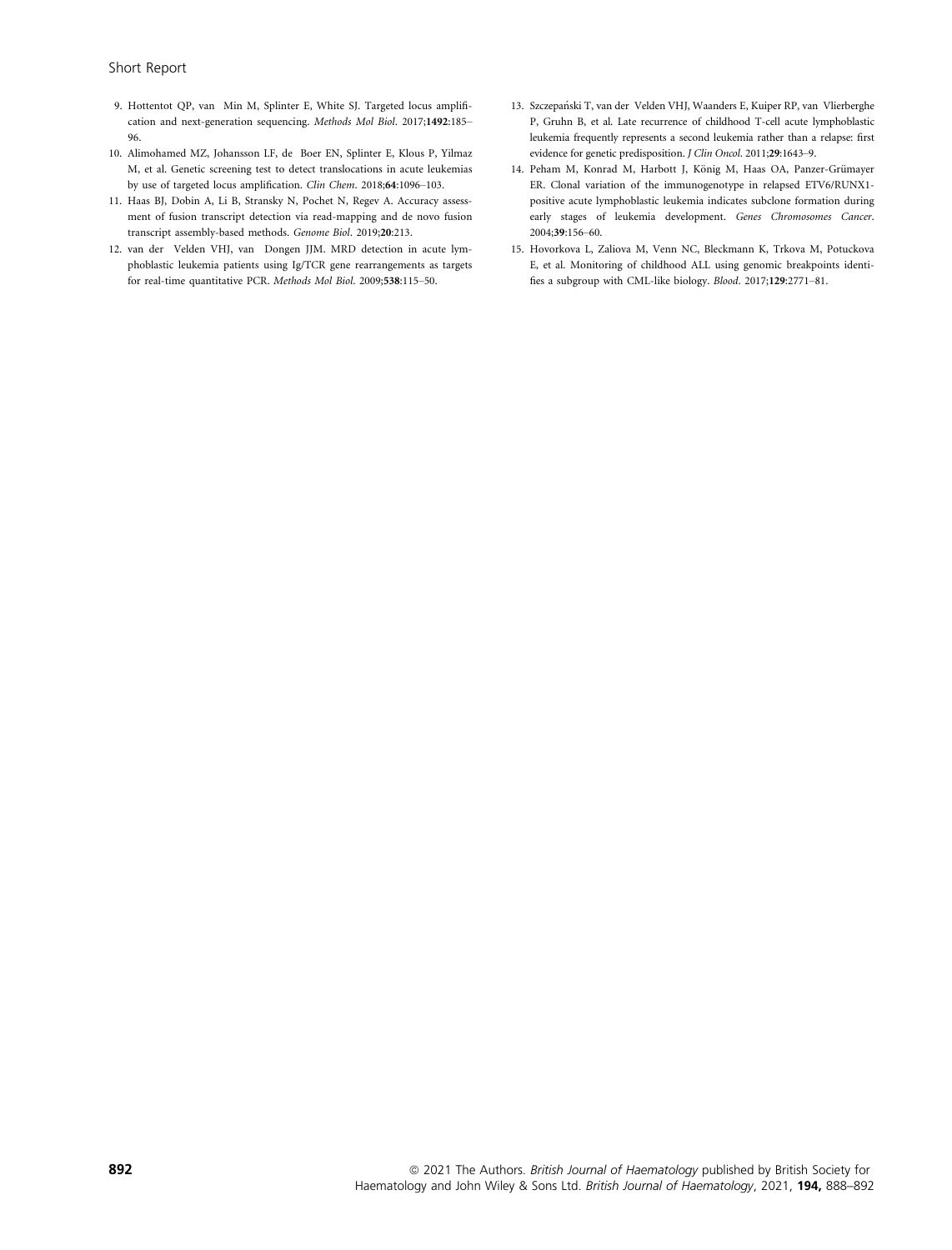9. Hottentot QP, van Min M, Splinter E, White SJ. Targeted locus amplification and next-generation sequencing. *Methods Mol Biol*. 2017;**1492**:185–96.
10. Alimohamed MZ, Johansson LF, de Boer EN, Splinter E, Klous P, Yilmaz M, et al. Genetic screening test to detect translocations in acute leukemias by use of targeted locus amplification. *Clin Chem*. 2018;**64**:1096–103.
11. Haas BJ, Dobin A, Li B, Stransky N, Pochet N, Regev A. Accuracy assessment of fusion transcript detection via read-mapping and de novo fusion transcript assembly-based methods. *Genome Biol*. 2019;**20**:213.
12. van der Velden VHJ, van Dongen JJM. MRD detection in acute lymphoblastic leukemia patients using Ig/TCR gene rearrangements as targets for real-time quantitative PCR. *Methods Mol Biol*. 2009;**538**:115–50.
13. Szczepański T, van der Velden VHJ, Waanders E, Kuiper RP, van Vlierberghe P, Gruhn B, et al. Late recurrence of childhood T-cell acute lymphoblastic leukemia frequently represents a second leukemia rather than a relapse: first evidence for genetic predisposition. *J Clin Oncol*. 2011;**29**:1643–9.
14. Peham M, Konrad M, Harbott J, König M, Haas OA, Panzer-Grümayer ER. Clonal variation of the immunogenotype in relapsed ETV6/RUNX1-positive acute lymphoblastic leukemia indicates subclone formation during early stages of leukemia development. *Genes Chromosomes Cancer*. 2004;**39**:156–60.
15. Hovorkova L, Zaliova M, Venn NC, Bleckmann K, Trkova M, Potuckova E, et al. Monitoring of childhood ALL using genomic breakpoints identifies a subgroup with CML-like biology. *Blood*. 2017;**129**:2771–81.